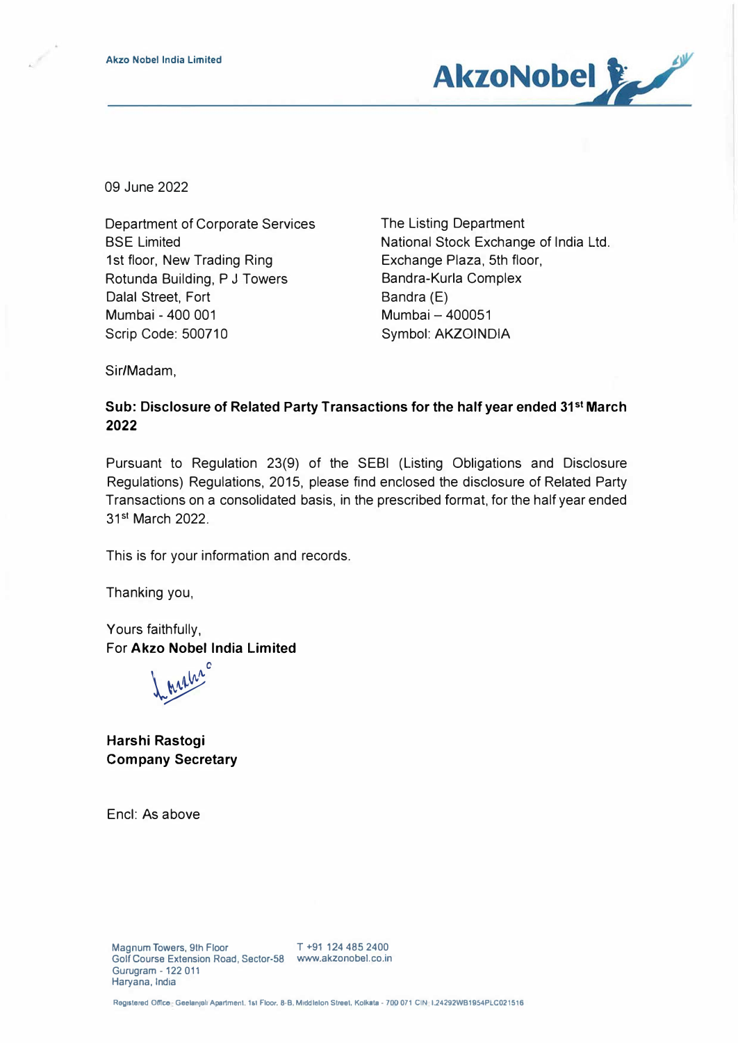Akzo Nobel India Limited

09 June 2022

Department of Corporate Services
BSE Limited
1st floor, New Trading Ring
Rotunda Building, P J Towers
Dalal Street, Fort
Mumbai - 400 001
Scrip Code: 500710

The Listing Department
National Stock Exchange of India Ltd.
Exchange Plaza, 5th floor,
Bandra-Kurla Complex
Bandra (E)
Mumbai – 400051
Symbol: AKZOINDIA

Sir/Madam,

**Sub: Disclosure of Related Party Transactions for the half year ended 31st March 2022**

Pursuant to Regulation 23(9) of the SEBI (Listing Obligations and Disclosure Regulations) Regulations, 2015, please find enclosed the disclosure of Related Party Transactions on a consolidated basis, in the prescribed format, for the half year ended 31st March 2022.

This is for your information and records.

Thanking you,

Yours faithfully,
For **Akzo Nobel India Limited**

**Harshi Rastogi**
**Company Secretary**

Encl: As above

Magnum Towers, 9th Floor
Golf Course Extension Road, Sector-58
Gurugram - 122 011
Haryana, India

T +91 124 485 2400
www.akzonobel.co.in

Registered Office: Geetanjali Apartment, 1st Floor, 8-B, Middleton Street, Kolkata - 700 071 CIN: L24292WB1954PLC021516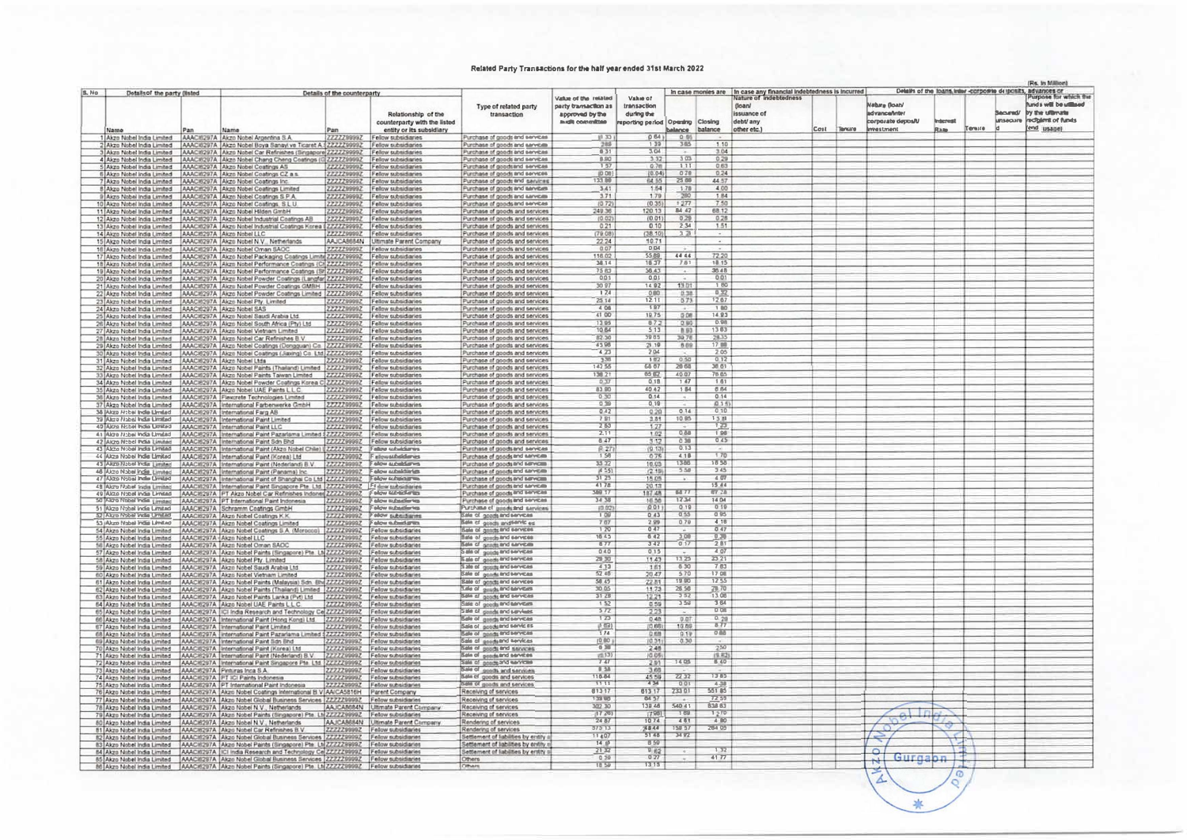# Related Party Transactions for the half year ended 31st March 2022

(Rs. in Million)

| S. No | Details of the party (listed entity /subsidiary) entering into the transaction | | Details of the counterparty | | | Type of related party transaction | Value of the related party transaction as approved by the audit committee | Value of transaction during the reporting period | In case monies are due to either party as a result of the transaction | | In case any financial indebtedness is incurred to make or give loans, inter-corporate deposits, advances or investments | | | Details of the loans, inter-corporate deposits, advances or investments | | | | |
|---|---|---|---|---|---|---|---|---|---|---|---|---|---|---|---|---|---|---|
| | Name | Pan | Name | Pan | Relationship of the counterparty with the listed entity or its subsidiary | | | | Opening balance | Closing balance | Nature of indebtedness (loan/ issuance of debt/ any other etc.) | Cost | Tenure | Nature (loan/ advance/ inter-corporate deposit/ investment | Interest Rate | Tenure | Secured/ unsecured | Purpose for which the funds will be utilised by the ultimate recipient of funds (end usage) |
| 1 | Akzo Nobel India Limited | AAACI6297A | Akzo Nobel Argentina S.A. | ZZZZZ9999Z | Fellow subsidiaries | Purchase of goods and services | (0.33) | (0.64) | 0.95 | - | | | | | | | | |
| 2 | Akzo Nobel India Limited | AAACI6297A | Akzo Nobel Boya Sanayi ve Ticaret A.S | ZZZZZ9999Z | Fellow subsidiaries | Purchase of goods and services | 2.88 | 1.39 | 3.65 | 1.10 | | | | | | | | |
| 3 | Akzo Nobel India Limited | AAACI6297A | Akzo Nobel Car Refinishes (Singapore) Pte Ltd | ZZZZZ9999Z | Fellow subsidiaries | Purchase of goods and services | 8.31 | 3.04 | - | 3.04 | | | | | | | | |
| 4 | Akzo Nobel India Limited | AAACI6297A | Akzo Nobel Chang Cheng Coatings (Guangdong) Co Ltd | ZZZZZ9999Z | Fellow subsidiaries | Purchase of goods and services | 8.80 | 3.32 | 3.03 | 0.29 | | | | | | | | |
| 5 | Akzo Nobel India Limited | AAACI6297A | Akzo Nobel Coatings AS | ZZZZZ9999Z | Fellow subsidiaries | Purchase of goods and services | 1.57 | 0.76 | 1.11 | 0.63 | | | | | | | | |
| 6 | Akzo Nobel India Limited | AAACI6297A | Akzo Nobel Coatings CZ a.s. | ZZZZZ9999Z | Fellow subsidiaries | Purchase of goods and services | (0.08) | (0.04) | 0.28 | 0.24 | | | | | | | | |
| 7 | Akzo Nobel India Limited | AAACI6297A | Akzo Nobel Coatings Inc. | ZZZZZ9999Z | Fellow subsidiaries | Purchase of goods and services | 133.88 | 64.55 | 25.88 | 44.57 | | | | | | | | |
| 8 | Akzo Nobel India Limited | AAACI6297A | Akzo Nobel Coatings Limited | ZZZZZ9999Z | Fellow subsidiaries | Purchase of goods and services | 3.41 | 1.64 | 1.78 | 4.00 | | | | | | | | |
| 9 | Akzo Nobel India Limited | AAACI6297A | Akzo Nobel Coatings S.P.A. | ZZZZZ9999Z | Fellow subsidiaries | Purchase of goods and services | 3.71 | 1.79 | 2.80 | 1.84 | | | | | | | | |
| 10 | Akzo Nobel India Limited | AAACI6297A | Akzo Nobel Coatings, S.L.U. | ZZZZZ9999Z | Fellow subsidiaries | Purchase of goods and services | (0.72) | (0.35) | 1.27 | 7.50 | | | | | | | | |
| 11 | Akzo Nobel India Limited | AAACI6297A | Akzo Nobel Hilden GmbH | ZZZZZ9999Z | Fellow subsidiaries | Purchase of goods and services | 249.36 | 120.13 | 84.47 | 68.12 | | | | | | | | |
| 12 | Akzo Nobel India Limited | AAACI6297A | Akzo Nobel Industrial Coatings AB | ZZZZZ9999Z | Fellow subsidiaries | Purchase of goods and services | (0.02) | (0.01) | 0.29 | 0.28 | | | | | | | | |
| 13 | Akzo Nobel India Limited | AAACI6297A | Akzo Nobel Industrial Coatings Korea Ltd | ZZZZZ9999Z | Fellow subsidiaries | Purchase of goods and services | 0.21 | 0.10 | 2.34 | 1.51 | | | | | | | | |
| 14 | Akzo Nobel India Limited | AAACI6297A | Akzo Nobel LLC | ZZZZZ9999Z | Fellow subsidiaries | Purchase of goods and services | (79.08) | (38.10) | 3.21 | - | | | | | | | | |
| 15 | Akzo Nobel India Limited | AAACI6297A | Akzo Nobel N.V., Netherlands | AAJCA8684N | Ultimate Parent Company | Purchase of goods and services | 22.24 | 10.71 | - | - | | | | | | | | |
| 16 | Akzo Nobel India Limited | AAACI6297A | Akzo Nobel Oman SAOC | ZZZZZ9999Z | Fellow subsidiaries | Purchase of goods and services | 0.07 | 0.04 | - | - | | | | | | | | |
| 17 | Akzo Nobel India Limited | AAACI6297A | Akzo Nobel Packaging Coatings Limited | ZZZZZ9999Z | Fellow subsidiaries | Purchase of goods and services | 116.02 | 55.89 | 44.44 | 72.20 | | | | | | | | |
| 18 | Akzo Nobel India Limited | AAACI6297A | Akzo Nobel Performance Coatings (China) Co Ltd | ZZZZZ9999Z | Fellow subsidiaries | Purchase of goods and services | 38.14 | 18.37 | 7.61 | 18.15 | | | | | | | | |
| 19 | Akzo Nobel India Limited | AAACI6297A | Akzo Nobel Performance Coatings (Shanghai) Co Ltd | ZZZZZ9999Z | Fellow subsidiaries | Purchase of goods and services | 75.63 | 36.43 | - | 36.48 | | | | | | | | |
| 20 | Akzo Nobel India Limited | AAACI6297A | Akzo Nobel Powder Coatings (Langfang) Co Ltd | ZZZZZ9999Z | Fellow subsidiaries | Purchase of goods and services | 0.01 | 0.01 | - | 0.01 | | | | | | | | |
| 21 | Akzo Nobel India Limited | AAACI6297A | Akzo Nobel Powder Coatings GMBH | ZZZZZ9999Z | Fellow subsidiaries | Purchase of goods and services | 30.97 | 14.92 | 13.01 | 1.80 | | | | | | | | |
| 22 | Akzo Nobel India Limited | AAACI6297A | Akzo Nobel Powder Coatings Limited | ZZZZZ9999Z | Fellow subsidiaries | Purchase of goods and services | 1.74 | 0.80 | 0.38 | 8.32 | | | | | | | | |
| 23 | Akzo Nobel India Limited | AAACI6297A | Akzo Nobel Pty. Limited | ZZZZZ9999Z | Fellow subsidiaries | Purchase of goods and services | 25.14 | 12.11 | 0.73 | 12.67 | | | | | | | | |
| 24 | Akzo Nobel India Limited | AAACI6297A | Akzo Nobel SAS | ZZZZZ9999Z | Fellow subsidiaries | Purchase of goods and services | 4.08 | 1.97 | - | 1.80 | | | | | | | | |
| 25 | Akzo Nobel India Limited | AAACI6297A | Akzo Nobel Saudi Arabia Ltd. | ZZZZZ9999Z | Fellow subsidiaries | Purchase of goods and services | 41.00 | 19.75 | 0.08 | 14.93 | | | | | | | | |
| 26 | Akzo Nobel India Limited | AAACI6297A | Akzo Nobel South Africa (Pty) Ltd | ZZZZZ9999Z | Fellow subsidiaries | Purchase of goods and services | 13.95 | 6.72 | 0.90 | 0.98 | | | | | | | | |
| 27 | Akzo Nobel India Limited | AAACI6297A | Akzo Nobel Vietnam Limited | ZZZZZ9999Z | Fellow subsidiaries | Purchase of goods and services | 10.64 | 5.13 | 8.93 | 13.83 | | | | | | | | |
| 28 | Akzo Nobel India Limited | AAACI6297A | Akzo Nobel Car Refinishes B.V. | ZZZZZ9999Z | Fellow subsidiaries | Purchase of goods and services | 82.30 | 39.65 | 39.78 | 28.35 | | | | | | | | |
| 29 | Akzo Nobel India Limited | AAACI6297A | Akzo Nobel Coatings (Dongguan) Co. Ltd | ZZZZZ9999Z | Fellow subsidiaries | Purchase of goods and services | 43.98 | 21.19 | 8.69 | 17.88 | | | | | | | | |
| 30 | Akzo Nobel India Limited | AAACI6297A | Akzo Nobel Coatings (Jiaxing) Co. Ltd | ZZZZZ9999Z | Fellow subsidiaries | Purchase of goods and services | 4.23 | 2.04 | - | 2.05 | | | | | | | | |
| 31 | Akzo Nobel India Limited | AAACI6297A | Akzo Nobel Ltda | ZZZZZ9999Z | Fellow subsidiaries | Purchase of goods and services | 3.38 | 1.62 | 0.50 | 0.12 | | | | | | | | |
| 32 | Akzo Nobel India Limited | AAACI6297A | Akzo Nobel Paints (Thailand) Limited | ZZZZZ9999Z | Fellow subsidiaries | Purchase of goods and services | 142.55 | 68.67 | 28.68 | 38.61 | | | | | | | | |
| 33 | Akzo Nobel India Limited | AAACI6297A | Akzo Nobel Paints Taiwan Limited | ZZZZZ9999Z | Fellow subsidiaries | Purchase of goods and services | 138.21 | 66.62 | 40.07 | 79.65 | | | | | | | | |
| 34 | Akzo Nobel India Limited | AAACI6297A | Akzo Nobel Powder Coatings Korea Co Ltd | ZZZZZ9999Z | Fellow subsidiaries | Purchase of goods and services | 0.37 | 0.18 | 1.47 | 1.61 | | | | | | | | |
| 35 | Akzo Nobel India Limited | AAACI6297A | Akzo Nobel UAE Paints L.L.C. | ZZZZZ9999Z | Fellow subsidiaries | Purchase of goods and services | 83.80 | 40.42 | 1.84 | 8.64 | | | | | | | | |
| 36 | Akzo Nobel India Limited | AAACI6297A | Flexcrete Technologies Limited | ZZZZZ9999Z | Fellow subsidiaries | Purchase of goods and services | 0.30 | 0.14 | - | 0.14 | | | | | | | | |
| 37 | Akzo Nobel India Limited | AAACI6297A | International Farbenwerke GmbH | ZZZZZ9999Z | Fellow subsidiaries | Purchase of goods and services | 0.39 | 0.19 | - | (0.15) | | | | | | | | |
| 38 | Akzo Nobel India Limited | AAACI6297A | International Farg AB | ZZZZZ9999Z | Fellow subsidiaries | Purchase of goods and services | 0.42 | 0.20 | 0.14 | 0.10 | | | | | | | | |
| 39 | Akzo Nobel India Limited | AAACI6297A | International Paint Limited | ZZZZZ9999Z | Fellow subsidiaries | Purchase of goods and services | 7.81 | 3.81 | 10.95 | 13.81 | | | | | | | | |
| 40 | Akzo Nobel India Limited | AAACI6297A | International Paint LLC | ZZZZZ9999Z | Fellow subsidiaries | Purchase of goods and services | 2.63 | 1.27 | - | 1.23 | | | | | | | | |
| 41 | Akzo Nobel India Limited | AAACI6297A | International Paint Pazarlama Limited Sirketi | ZZZZZ9999Z | Fellow subsidiaries | Purchase of goods and services | 2.11 | 1.02 | 0.88 | 1.98 | | | | | | | | |
| 42 | Akzo Nobel India Limited | AAACI6297A | International Paint Sdn Bhd | ZZZZZ9999Z | Fellow subsidiaries | Purchase of goods and services | 6.47 | 3.12 | 0.38 | 0.43 | | | | | | | | |
| 43 | Akzo Nobel India Limited | AAACI6297A | International Paint (Akzo Nobel Chile) Ltda | ZZZZZ9999Z | Fellow subsidiaries | Purchase of goods and services | (0.27) | (0.13) | 0.13 | - | | | | | | | | |
| 44 | Akzo Nobel India Limited | AAACI6297A | International Paint (Korea) Ltd | ZZZZZ9999Z | Fellow subsidiaries | Purchase of goods and services | 1.56 | 0.75 | 4.18 | 1.70 | | | | | | | | |
| 45 | Akzo Nobel India Limited | AAACI6297A | International Paint (Nederland) B.V. | ZZZZZ9999Z | Fellow subsidiaries | Purchase of goods and services | 33.32 | 16.05 | 13.66 | 18.58 | | | | | | | | |
| 46 | Akzo Nobel India Limited | AAACI6297A | International Paint (Panama) Inc. | ZZZZZ9999Z | Fellow subsidiaries | Purchase of goods and services | (4.55) | (2.19) | 5.58 | 3.45 | | | | | | | | |
| 47 | Akzo Nobel India Limited | AAACI6297A | International Paint of Shanghai Co Ltd | ZZZZZ9999Z | Fellow subsidiaries | Purchase of goods and services | 31.25 | 15.05 | - | 4.07 | | | | | | | | |
| 48 | Akzo Nobel India Limited | AAACI6297A | International Paint Singapore Pte. Ltd. | ZZZZZ9999Z | Fellow subsidiaries | Purchase of goods and services | 41.78 | 20.13 | - | 15.44 | | | | | | | | |
| 49 | Akzo Nobel India Limited | AAACI6297A | PT Akzo Nobel Car Refinishes Indonesia | ZZZZZ9999Z | Fellow subsidiaries | Purchase of goods and services | 388.17 | 187.48 | 88.77 | 87.78 | | | | | | | | |
| 50 | Akzo Nobel India Limited | AAACI6297A | PT International Paint Indonesia | ZZZZZ9999Z | Fellow subsidiaries | Purchase of goods and services | 34.38 | 16.56 | 12.34 | 14.04 | | | | | | | | |
| 51 | Akzo Nobel India Limited | AAACI6297A | Schramm Coatings GmbH | ZZZZZ9999Z | Fellow subsidiaries | Purchase of goods and services | (0.02) | (0.01) | 0.19 | 0.19 | | | | | | | | |
| 52 | Akzo Nobel India Limited | AAACI6297A | Akzo Nobel Coatings K.K. | ZZZZZ9999Z | Fellow subsidiaries | Sale of goods and services | 1.09 | 0.43 | 0.55 | 0.95 | | | | | | | | |
| 53 | Akzo Nobel India Limited | AAACI6297A | Akzo Nobel Coatings Limited | ZZZZZ9999Z | Fellow subsidiaries | Sale of goods and services | 7.07 | 2.99 | 0.70 | 4.18 | | | | | | | | |
| 54 | Akzo Nobel India Limited | AAACI6297A | Akzo Nobel Coatings S.A. (Morocco) | ZZZZZ9999Z | Fellow subsidiaries | Sale of goods and services | 1.20 | 0.47 | - | 0.47 | | | | | | | | |
| 55 | Akzo Nobel India Limited | AAACI6297A | Akzo Nobel LLC | ZZZZZ9999Z | Fellow subsidiaries | Sale of goods and services | 16.45 | 6.42 | 3.08 | 9.38 | | | | | | | | |
| 56 | Akzo Nobel India Limited | AAACI6297A | Akzo Nobel Oman SAOC | ZZZZZ9999Z | Fellow subsidiaries | Sale of goods and services | 8.77 | 3.42 | 0.17 | 2.81 | | | | | | | | |
| 57 | Akzo Nobel India Limited | AAACI6297A | Akzo Nobel Paints (Singapore) Pte. Ltd | ZZZZZ9999Z | Fellow subsidiaries | Sale of goods and services | 0.40 | 0.15 | - | 4.07 | | | | | | | | |
| 58 | Akzo Nobel India Limited | AAACI6297A | Akzo Nobel Pty. Limited | ZZZZZ9999Z | Fellow subsidiaries | Sale of goods and services | 29.30 | 11.43 | 13.25 | 23.21 | | | | | | | | |
| 59 | Akzo Nobel India Limited | AAACI6297A | Akzo Nobel Saudi Arabia Ltd | ZZZZZ9999Z | Fellow subsidiaries | Sale of goods and services | 4.13 | 1.61 | 6.30 | 7.83 | | | | | | | | |
| 60 | Akzo Nobel India Limited | AAACI6297A | Akzo Nobel Vietnam Limited | ZZZZZ9999Z | Fellow subsidiaries | Sale of goods and services | 52.46 | 20.47 | 5.70 | 17.08 | | | | | | | | |
| 61 | Akzo Nobel India Limited | AAACI6297A | Akzo Nobel Paints (Malaysia) Sdn. Bhd | ZZZZZ9999Z | Fellow subsidiaries | Sale of goods and services | 58.45 | 22.81 | 19.90 | 12.55 | | | | | | | | |
| 62 | Akzo Nobel India Limited | AAACI6297A | Akzo Nobel Paints (Thailand) Limited | ZZZZZ9999Z | Fellow subsidiaries | Sale of goods and services | 30.05 | 11.73 | 26.56 | 29.70 | | | | | | | | |
| 63 | Akzo Nobel India Limited | AAACI6297A | Akzo Nobel Paints Lanka (Pvt) Ltd | ZZZZZ9999Z | Fellow subsidiaries | Sale of goods and services | 31.28 | 12.21 | 3.52 | 13.08 | | | | | | | | |
| 64 | Akzo Nobel India Limited | AAACI6297A | Akzo Nobel UAE Paints L.L.C. | ZZZZZ9999Z | Fellow subsidiaries | Sale of goods and services | 1.52 | 0.59 | 3.59 | 3.64 | | | | | | | | |
| 65 | Akzo Nobel India Limited | AAACI6297A | ICI India Research and Technology Centre | ZZZZZ9999Z | Fellow subsidiaries | Sale of goods and services | 5.72 | 2.23 | - | 0.08 | | | | | | | | |
| 66 | Akzo Nobel India Limited | AAACI6297A | International Paint (Hong Kong) Ltd. | ZZZZZ9999Z | Fellow subsidiaries | Sale of goods and services | 1.23 | 0.48 | 0.07 | 0.28 | | | | | | | | |
| 67 | Akzo Nobel India Limited | AAACI6297A | International Paint Limited | ZZZZZ9999Z | Fellow subsidiaries | Sale of goods and services | (1.69) | (0.66) | 10.68 | 8.77 | | | | | | | | |
| 68 | Akzo Nobel India Limited | AAACI6297A | International Paint Pazarlama Limited Sirketi | ZZZZZ9999Z | Fellow subsidiaries | Sale of goods and services | 1.74 | 0.68 | 0.19 | 0.88 | | | | | | | | |
| 69 | Akzo Nobel India Limited | AAACI6297A | International Paint Sdn Bhd | ZZZZZ9999Z | Fellow subsidiaries | Sale of goods and services | (0.80) | (0.31) | 0.30 | - | | | | | | | | |
| 70 | Akzo Nobel India Limited | AAACI6297A | International Paint (Korea) Ltd | ZZZZZ9999Z | Fellow subsidiaries | Sale of goods and services | 6.38 | 2.49 | - | 2.50 | | | | | | | | |
| 71 | Akzo Nobel India Limited | AAACI6297A | International Paint (Nederland) B.V. | ZZZZZ9999Z | Fellow subsidiaries | Sale of goods and services | (0.13) | (0.05) | - | (0.82) | | | | | | | | |
| 72 | Akzo Nobel India Limited | AAACI6297A | International Paint Singapore Pte. Ltd | ZZZZZ9999Z | Fellow subsidiaries | Sale of goods and services | 7.47 | 2.91 | 14.08 | 8.40 | | | | | | | | |
| 73 | Akzo Nobel India Limited | AAACI6297A | Pinturas Inca S.A. | ZZZZZ9999Z | Fellow subsidiaries | Sale of goods and services | 8.58 | 3.68 | - | - | | | | | | | | |
| 74 | Akzo Nobel India Limited | AAACI6297A | PT ICI Paints Indonesia | ZZZZZ9999Z | Fellow subsidiaries | Sale of goods and services | 116.84 | 45.59 | 22.32 | 13.85 | | | | | | | | |
| 75 | Akzo Nobel India Limited | AAACI6297A | PT International Paint Indonesia | ZZZZZ9999Z | Fellow subsidiaries | Sale of goods and services | 11.11 | 4.34 | 0.01 | 4.38 | | | | | | | | |
| 76 | Akzo Nobel India Limited | AAACI6297A | Akzo Nobel Coatings International B.V | AAACA5816H | Parent Company | Receiving of services | 813.17 | 813.17 | 233.01 | 551.85 | | | | | | | | |
| 77 | Akzo Nobel India Limited | AAACI6297A | Akzo Nobel Global Business Services | ZZZZZ9999Z | Fellow subsidiaries | Receiving of services | 138.98 | 84.57 | - | 72.59 | | | | | | | | |
| 78 | Akzo Nobel India Limited | AAACI6297A | Akzo Nobel N.V., Netherlands | AAJCA8684N | Ultimate Parent Company | Receiving of services | 302.30 | 139.48 | 540.41 | 838.63 | | | | | | | | |
| 79 | Akzo Nobel India Limited | AAACI6297A | Akzo Nobel Paints (Singapore) Pte. Ltd | ZZZZZ9999Z | Fellow subsidiaries | Receiving of services | (17.26) | (7.98) | 1.69 | 1.20 | | | | | | | | |
| 80 | Akzo Nobel India Limited | AAACI6297A | Akzo Nobel N.V., Netherlands | AAJCA8684N | Ultimate Parent Company | Rendering of services | 24.87 | 10.74 | 4.61 | 4.80 | | | | | | | | |
| 81 | Akzo Nobel India Limited | AAACI6297A | Akzo Nobel Car Refinishes B.V. | ZZZZZ9999Z | Fellow subsidiaries | Rendering of services | 575.13 | 248.44 | 158.37 | 284.05 | | | | | | | | |
| 82 | Akzo Nobel India Limited | AAACI6297A | Akzo Nobel Global Business Services | ZZZZZ9999Z | Fellow subsidiaries | Settlement of liabilities by entity on behalf of | 114.07 | 51.48 | 34.92 | - | | | | | | | | |
| 83 | Akzo Nobel India Limited | AAACI6297A | Akzo Nobel Paints (Singapore) Pte. Ltd | ZZZZZ9999Z | Fellow subsidiaries | Settlement of liabilities by entity on behalf of | 14.9 | 6.59 | - | - | | | | | | | | |
| 84 | Akzo Nobel India Limited | AAACI6297A | ICI India Research and Technology Centre | ZZZZZ9999Z | Fellow subsidiaries | Settlement of liabilities by entity on behalf of | 21.32 | 9.62 | - | 1.32 | | | | | | | | |
| 85 | Akzo Nobel India Limited | AAACI6297A | Akzo Nobel Global Business Services | ZZZZZ9999Z | Fellow subsidiaries | Others | 0.59 | 0.27 | - | 41.77 | | | | | | | | |
| 86 | Akzo Nobel India Limited | AAACI6297A | Akzo Nobel Paints (Singapore) Pte. Ltd | ZZZZZ9999Z | Fellow subsidiaries | Others | 18.59 | 13.13 | | | | | | | | | | |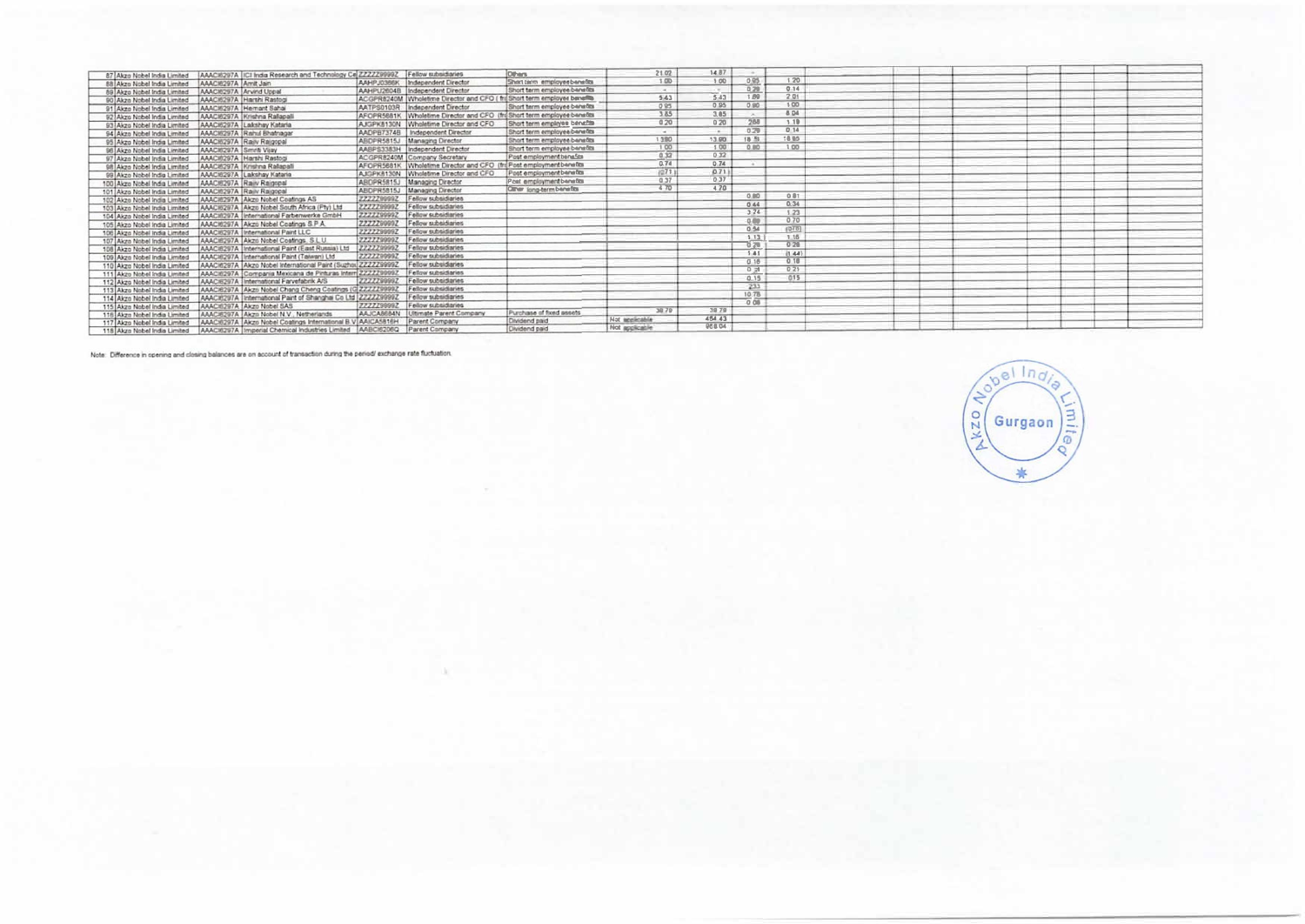| | | | | | | | | | | |
|---|---|---|---|---|---|---|---|---|---|---|
| 87 | Akzo Nobel India Limited | AAACI6297A | ICI India Research and Technology Ce | ZZZZZ9999Z | Fellow subsidiaries | Others | 21.02 | 14.87 | - | |
| 88 | Akzo Nobel India Limited | AAACI6297A | Amit Jain | AAHPJ0366K | Independent Director | Short term employee benefits | 1.00 | 1.00 | 0.95 | 1.20 |
| 89 | Akzo Nobel India Limited | AAACI6297A | Arvind Uppal | AAHPU2604B | Independent Director | Short term employee benefits | - | - | 0.28 | 0.14 |
| 90 | Akzo Nobel India Limited | AAACI6297A | Harshi Rastogi | ACGPR8240M | Wholetime Director and CFO ( fr | Short term employee benefits | 5.43 | 5.43 | 1.89 | 2.01 |
| 91 | Akzo Nobel India Limited | AAACI6297A | Hemant Sahai | AATPS0103R | Independent Director | Short term employee benefits | 0.95 | 0.95 | 0.80 | 1.00 |
| 92 | Akzo Nobel India Limited | AAACI6297A | Krishna Rallapalli | AFOPR5681K | Wholetime Director and CFO (fr | Short term employee benefits | 3.85 | 3.85 | - | 8.04 |
| 93 | Akzo Nobel India Limited | AAACI6297A | Lakshay Kataria | AJGPK8130N | Wholetime Director and CFO | Short term employee benefits | 0.20 | 0.20 | 2.68 | 1.18 |
| 94 | Akzo Nobel India Limited | AAACI6297A | Rahul Bhatnagar | AADPB7374B | Independent Director | Short term employee benefits | - | - | 0.28 | 0.14 |
| 95 | Akzo Nobel India Limited | AAACI6297A | Rajiv Rajgopal | ABDPR5815J | Managing Director | Short term employee benefits | 13.80 | 13.80 | 18.78 | 18.85 |
| 96 | Akzo Nobel India Limited | AAACI6297A | Smriti Vijay | AABPS3383H | Independent Director | Short term employee benefits | 1.00 | 1.00 | 0.80 | 1.00 |
| 97 | Akzo Nobel India Limited | AAACI6297A | Harshi Rastogi | ACGPR8240M | Company Secretary | Post employment benefits | 0.32 | 0.32 | | |
| 98 | Akzo Nobel India Limited | AAACI6297A | Krishna Rallapalli | AFOPR5681K | Wholetime Director and CFO (fr | Post employment benefits | 0.74 | 0.74 | - | |
| 99 | Akzo Nobel India Limited | AAACI6297A | Lakshay Kataria | AJGPK8130N | Wholetime Director and CFO | Post employment benefits | (0.71) | (0.71) | | |
| 100 | Akzo Nobel India Limited | AAACI6297A | Rajiv Rajgopal | ABDPR5815J | Managing Director | Post employment benefits | 0.37 | 0.37 | | |
| 101 | Akzo Nobel India Limited | AAACI6297A | Rajiv Rajgopal | ABDPR5815J | Managing Director | Other long-term benefits | 4.70 | 4.70 | | |
| 102 | Akzo Nobel India Limited | AAACI6297A | Akzo Nobel Coatings AS | ZZZZZ9999Z | Fellow subsidiaries | | | | 0.80 | 0.81 |
| 103 | Akzo Nobel India Limited | AAACI6297A | Akzo Nobel South Africa (Pty) Ltd | ZZZZZ9999Z | Fellow subsidiaries | | | | 0.44 | 0.34 |
| 104 | Akzo Nobel India Limited | AAACI6297A | International Farbenwerke GmbH | ZZZZZ9999Z | Fellow subsidiaries | | | | 3.74 | 1.23 |
| 105 | Akzo Nobel India Limited | AAACI6297A | Akzo Nobel Coatings S.P.A. | ZZZZZ9999Z | Fellow subsidiaries | | | | 0.69 | 0.70 |
| 106 | Akzo Nobel India Limited | AAACI6297A | International Paint LLC | ZZZZZ9999Z | Fellow subsidiaries | | | | 0.54 | (0.78) |
| 107 | Akzo Nobel India Limited | AAACI6297A | Akzo Nobel Coatings, S.L.U. | ZZZZZ9999Z | Fellow subsidiaries | | | | 1.13 | 1.16 |
| 108 | Akzo Nobel India Limited | AAACI6297A | International Paint (East Russia) Ltd | ZZZZZ9999Z | Fellow subsidiaries | | | | 0.28 | 0.28 |
| 109 | Akzo Nobel India Limited | AAACI6297A | International Paint (Taiwan) Ltd | ZZZZZ9999Z | Fellow subsidiaries | | | | 1.41 | (1.44) |
| 110 | Akzo Nobel India Limited | AAACI6297A | Akzo Nobel International Paint (Suzho | ZZZZZ9999Z | Fellow subsidiaries | | | | 0.18 | 0.18 |
| 111 | Akzo Nobel India Limited | AAACI6297A | Compania Mexicana de Pinturas Intern | ZZZZZ9999Z | Fellow subsidiaries | | | | 0.21 | 0.21 |
| 112 | Akzo Nobel India Limited | AAACI6297A | International Farvefabrik A/S | ZZZZZ9999Z | Fellow subsidiaries | | | | 0.15 | 0.15 |
| 113 | Akzo Nobel India Limited | AAACI6297A | Akzo Nobel Chang Cheng Coatings (G | ZZZZZ9999Z | Fellow subsidiaries | | | | 2.33 | |
| 114 | Akzo Nobel India Limited | AAACI6297A | International Paint of Shanghai Co Ltd | ZZZZZ9999Z | Fellow subsidiaries | | | | 10.78 | |
| 115 | Akzo Nobel India Limited | AAACI6297A | Akzo Nobel SAS | ZZZZZ9999Z | Fellow subsidiaries | | | | 0.08 | |
| 116 | Akzo Nobel India Limited | AAACI6297A | Akzo Nobel N.V., Netherlands | AAJCA8684N | Ultimate Parent Company | Purchase of fixed assets | 38.79 | 38.79 | | |
| 117 | Akzo Nobel India Limited | AAACI6297A | Akzo Nobel Coatings International B.V. | AAICA5816H | Parent Company | Dividend paid | Not applicable | 484.43 | | |
| 118 | Akzo Nobel India Limited | AAACI6297A | Imperial Chemical Industries Limited | AABCI6206Q | Parent Company | Dividend paid | Not applicable | 968.04 | | |

Note: Difference in opening and closing balances are on account of transaction during the period/ exchange rate fluctuation.